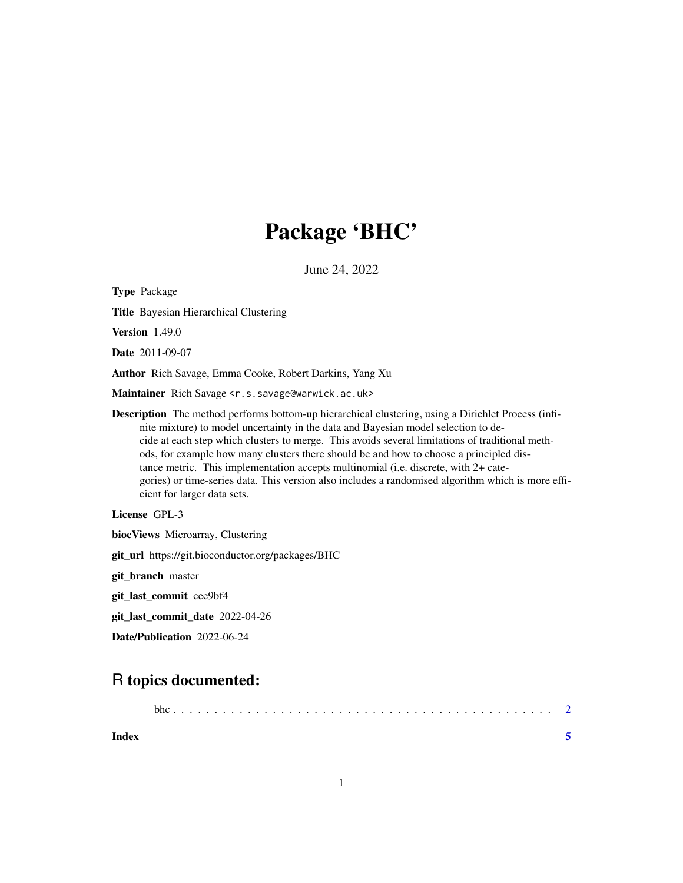# Package 'BHC'

June 24, 2022

**Type** Package

**Title** Bayesian Hierarchical Clustering

**Version** 1.49.0

**Date** 2011-09-07

**Author** Rich Savage, Emma Cooke, Robert Darkins, Yang Xu

**Maintainer** Rich Savage <r.s.savage@warwick.ac.uk>

**Description** The method performs bottom-up hierarchical clustering, using a Dirichlet Process (infinite mixture) to model uncertainty in the data and Bayesian model selection to decide at each step which clusters to merge. This avoids several limitations of traditional methods, for example how many clusters there should be and how to choose a principled distance metric. This implementation accepts multinomial (i.e. discrete, with 2+ categories) or time-series data. This version also includes a randomised algorithm which is more efficient for larger data sets.

**License** GPL-3

**biocViews** Microarray, Clustering

**git_url** https://git.bioconductor.org/packages/BHC

**git_branch** master

**git_last_commit** cee9bf4

**git_last_commit_date** 2022-04-26

**Date/Publication** 2022-06-24

## R topics documented:

bhc . . . . . . . . . . . . . . . . . . . . . . . . . . . . . . . . . . . . . . . . . . . . 2

**Index** **5**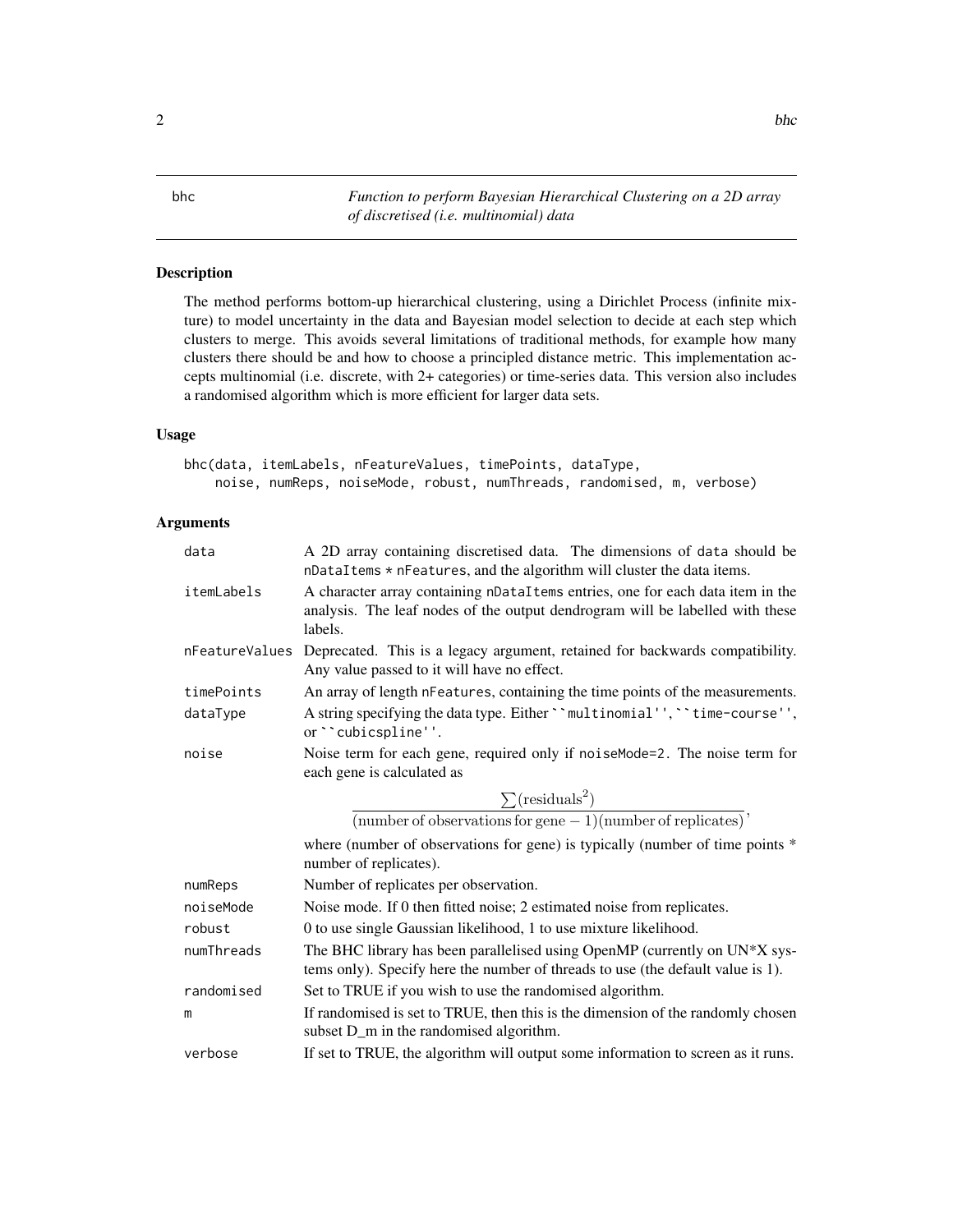# bhc

*Function to perform Bayesian Hierarchical Clustering on a 2D array of discretised (i.e. multinomial) data*

## Description

The method performs bottom-up hierarchical clustering, using a Dirichlet Process (infinite mixture) to model uncertainty in the data and Bayesian model selection to decide at each step which clusters to merge. This avoids several limitations of traditional methods, for example how many clusters there should be and how to choose a principled distance metric. This implementation accepts multinomial (i.e. discrete, with 2+ categories) or time-series data. This version also includes a randomised algorithm which is more efficient for larger data sets.

## Usage

```
bhc(data, itemLabels, nFeatureValues, timePoints, dataType,
    noise, numReps, noiseMode, robust, numThreads, randomised, m, verbose)
```

## Arguments

| Argument | Description |
|---|---|
| data | A 2D array containing discretised data. The dimensions of data should be nDataItems * nFeatures, and the algorithm will cluster the data items. |
| itemLabels | A character array containing nDataItems entries, one for each data item in the analysis. The leaf nodes of the output dendrogram will be labelled with these labels. |
| nFeatureValues | Deprecated. This is a legacy argument, retained for backwards compatibility. Any value passed to it will have no effect. |
| timePoints | An array of length nFeatures, containing the time points of the measurements. |
| dataType | A string specifying the data type. Either ``multinomial'', ``time-course'', or ``cubicspline''. |
| noise | Noise term for each gene, required only if noiseMode=2. The noise term for each gene is calculated as $\frac{\sum(\text{residuals}^2)}{(\text{number of observations for gene} - 1)(\text{number of replicates})}$, where (number of observations for gene) is typically (number of time points * number of replicates). |
| numReps | Number of replicates per observation. |
| noiseMode | Noise mode. If 0 then fitted noise; 2 estimated noise from replicates. |
| robust | 0 to use single Gaussian likelihood, 1 to use mixture likelihood. |
| numThreads | The BHC library has been parallelised using OpenMP (currently on UN*X systems only). Specify here the number of threads to use (the default value is 1). |
| randomised | Set to TRUE if you wish to use the randomised algorithm. |
| m | If randomised is set to TRUE, then this is the dimension of the randomly chosen subset D_m in the randomised algorithm. |
| verbose | If set to TRUE, the algorithm will output some information to screen as it runs. |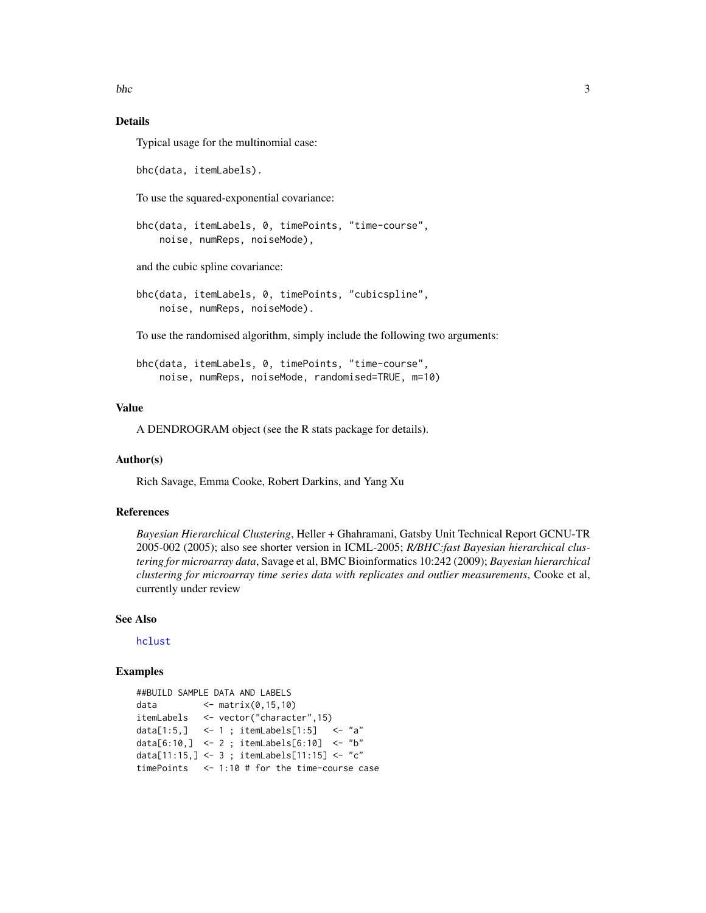## Details

Typical usage for the multinomial case:

```
bhc(data, itemLabels).
```

To use the squared-exponential covariance:

```
bhc(data, itemLabels, 0, timePoints, "time-course",
    noise, numReps, noiseMode),
```

and the cubic spline covariance:

```
bhc(data, itemLabels, 0, timePoints, "cubicspline",
    noise, numReps, noiseMode).
```

To use the randomised algorithm, simply include the following two arguments:

```
bhc(data, itemLabels, 0, timePoints, "time-course",
    noise, numReps, noiseMode, randomised=TRUE, m=10)
```

## Value

A DENDROGRAM object (see the R stats package for details).

## Author(s)

Rich Savage, Emma Cooke, Robert Darkins, and Yang Xu

## References

*Bayesian Hierarchical Clustering*, Heller + Ghahramani, Gatsby Unit Technical Report GCNU-TR 2005-002 (2005); also see shorter version in ICML-2005; *R/BHC:fast Bayesian hierarchical clustering for microarray data*, Savage et al, BMC Bioinformatics 10:242 (2009); *Bayesian hierarchical clustering for microarray time series data with replicates and outlier measurements*, Cooke et al, currently under review

## See Also

hclust

## Examples

```
##BUILD SAMPLE DATA AND LABELS
data         <- matrix(0,15,10)
itemLabels   <- vector("character",15)
data[1:5,]   <- 1 ; itemLabels[1:5]   <- "a"
data[6:10,]  <- 2 ; itemLabels[6:10]  <- "b"
data[11:15,] <- 3 ; itemLabels[11:15] <- "c"
timePoints   <- 1:10 # for the time-course case
```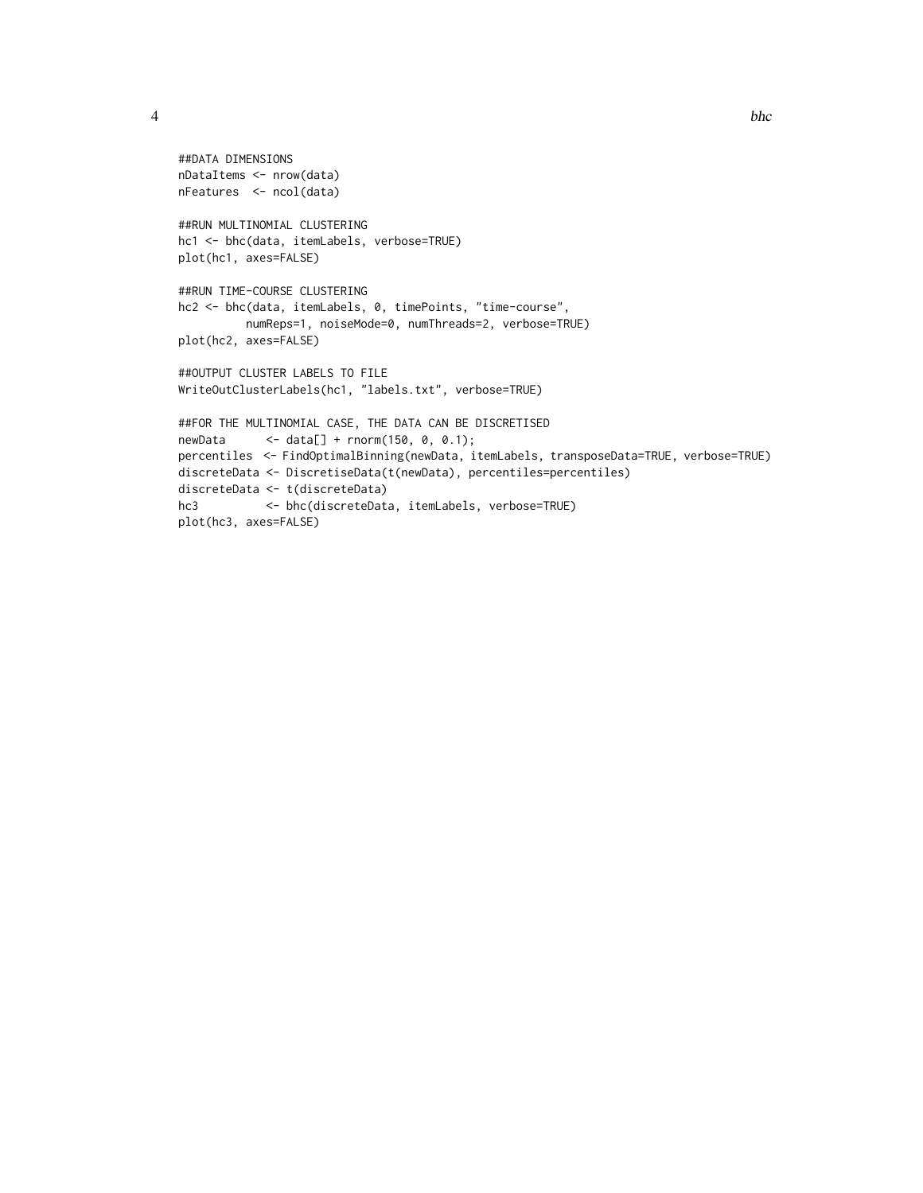```
##DATA DIMENSIONS
nDataItems <- nrow(data)
nFeatures  <- ncol(data)

##RUN MULTINOMIAL CLUSTERING
hc1 <- bhc(data, itemLabels, verbose=TRUE)
plot(hc1, axes=FALSE)

##RUN TIME-COURSE CLUSTERING
hc2 <- bhc(data, itemLabels, 0, timePoints, "time-course",
         numReps=1, noiseMode=0, numThreads=2, verbose=TRUE)
plot(hc2, axes=FALSE)

##OUTPUT CLUSTER LABELS TO FILE
WriteOutClusterLabels(hc1, "labels.txt", verbose=TRUE)

##FOR THE MULTINOMIAL CASE, THE DATA CAN BE DISCRETISED
newData      <- data[] + rnorm(150, 0, 0.1);
percentiles  <- FindOptimalBinning(newData, itemLabels, transposeData=TRUE, verbose=TRUE)
discreteData <- DiscretiseData(t(newData), percentiles=percentiles)
discreteData <- t(discreteData)
hc3          <- bhc(discreteData, itemLabels, verbose=TRUE)
plot(hc3, axes=FALSE)
```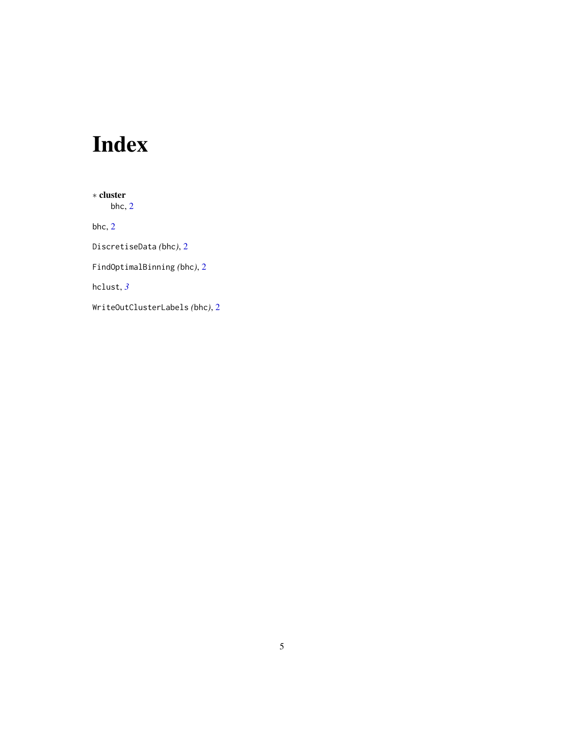# Index

∗ **cluster**
  bhc, 2

bhc, 2

DiscretiseData *(*bhc*)*, 2

FindOptimalBinning *(*bhc*)*, 2

hclust, *3*

WriteOutClusterLabels *(*bhc*)*, 2